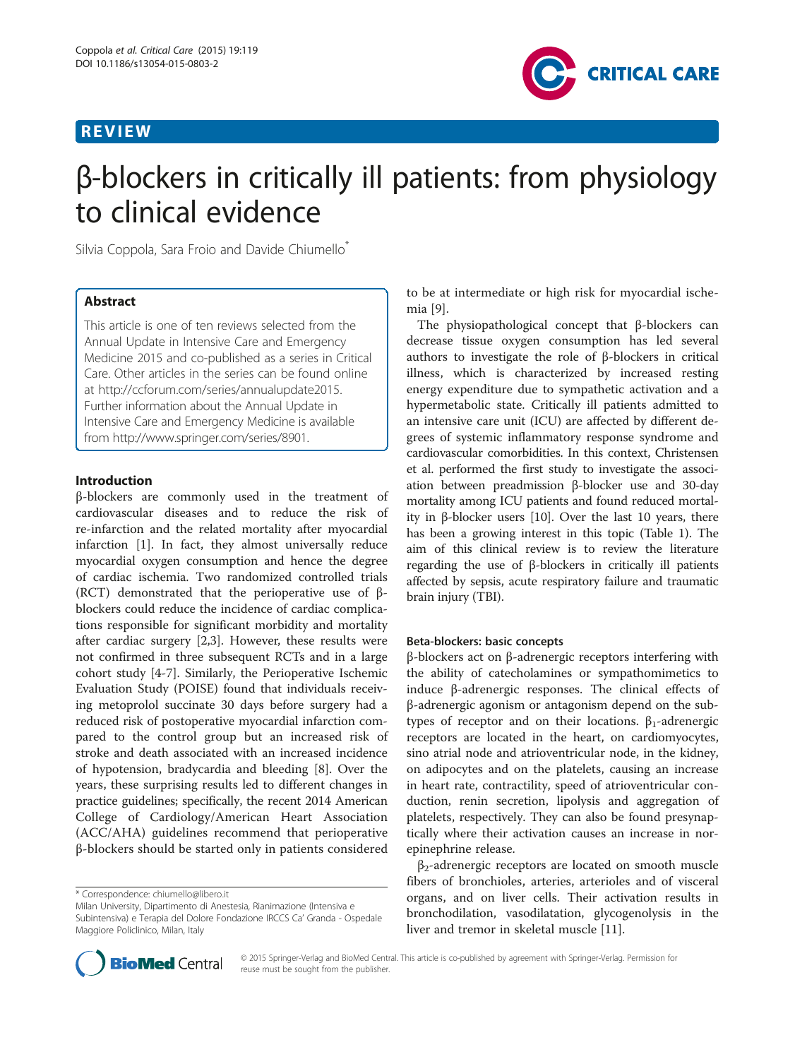REVIEW

# β-blockers in critically ill patients: from physiology to clinical evidence

Silvia Coppola, Sara Froio and Davide Chiumello*

## Abstract

This article is one of ten reviews selected from the Annual Update in Intensive Care and Emergency Medicine 2015 and co-published as a series in Critical Care. Other articles in the series can be found online at http://ccforum.com/series/annualupdate2015. Further information about the Annual Update in Intensive Care and Emergency Medicine is available from http://www.springer.com/series/8901.

## Introduction

β-blockers are commonly used in the treatment of cardiovascular diseases and to reduce the risk of re-infarction and the related mortality after myocardial infarction [1]. In fact, they almost universally reduce myocardial oxygen consumption and hence the degree of cardiac ischemia. Two randomized controlled trials (RCT) demonstrated that the perioperative use of β-blockers could reduce the incidence of cardiac complications responsible for significant morbidity and mortality after cardiac surgery [2,3]. However, these results were not confirmed in three subsequent RCTs and in a large cohort study [4-7]. Similarly, the Perioperative Ischemic Evaluation Study (POISE) found that individuals receiving metoprolol succinate 30 days before surgery had a reduced risk of postoperative myocardial infarction compared to the control group but an increased risk of stroke and death associated with an increased incidence of hypotension, bradycardia and bleeding [8]. Over the years, these surprising results led to different changes in practice guidelines; specifically, the recent 2014 American College of Cardiology/American Heart Association (ACC/AHA) guidelines recommend that perioperative β-blockers should be started only in patients considered to be at intermediate or high risk for myocardial ischemia [9].

The physiopathological concept that β-blockers can decrease tissue oxygen consumption has led several authors to investigate the role of β-blockers in critical illness, which is characterized by increased resting energy expenditure due to sympathetic activation and a hypermetabolic state. Critically ill patients admitted to an intensive care unit (ICU) are affected by different degrees of systemic inflammatory response syndrome and cardiovascular comorbidities. In this context, Christensen et al. performed the first study to investigate the association between preadmission β-blocker use and 30-day mortality among ICU patients and found reduced mortality in β-blocker users [10]. Over the last 10 years, there has been a growing interest in this topic (Table 1). The aim of this clinical review is to review the literature regarding the use of β-blockers in critically ill patients affected by sepsis, acute respiratory failure and traumatic brain injury (TBI).

### Beta-blockers: basic concepts

β-blockers act on β-adrenergic receptors interfering with the ability of catecholamines or sympathomimetics to induce β-adrenergic responses. The clinical effects of β-adrenergic agonism or antagonism depend on the subtypes of receptor and on their locations. $\beta_1$-adrenergic receptors are located in the heart, on cardiomyocytes, sino atrial node and atrioventricular node, in the kidney, on adipocytes and on the platelets, causing an increase in heart rate, contractility, speed of atrioventricular conduction, renin secretion, lipolysis and aggregation of platelets, respectively. They can also be found presynaptically where their activation causes an increase in norepinephrine release.

$\beta_2$-adrenergic receptors are located on smooth muscle fibers of bronchioles, arteries, arterioles and of visceral organs, and on liver cells. Their activation results in bronchodilation, vasodilatation, glycogenolysis in the liver and tremor in skeletal muscle [11].

* Correspondence: chiumello@libero.it
Milan University, Dipartimento di Anestesia, Rianimazione (Intensiva e Subintensiva) e Terapia del Dolore Fondazione IRCCS Ca' Granda - Ospedale Maggiore Policlinico, Milan, Italy

© 2015 Springer-Verlag and BioMed Central. This article is co-published by agreement with Springer-Verlag. Permission for reuse must be sought from the publisher.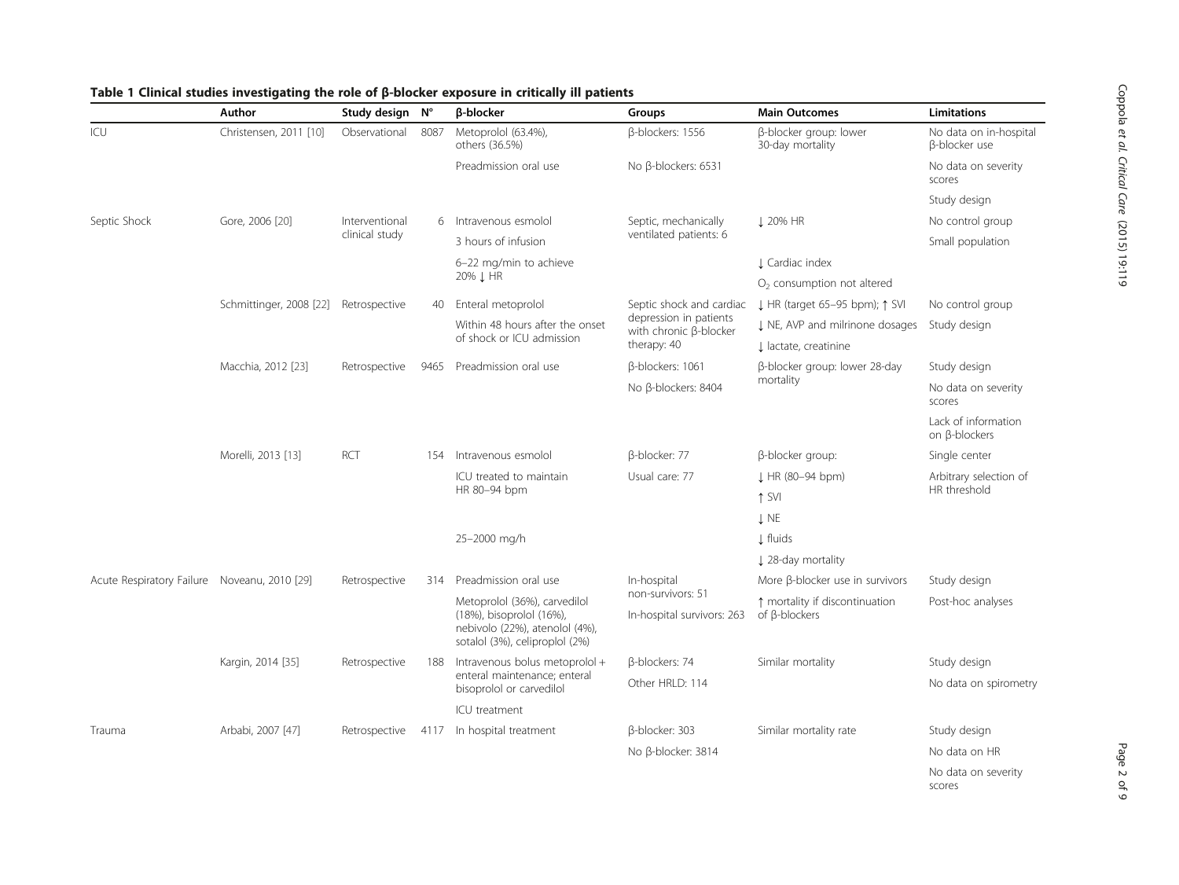**Table 1 Clinical studies investigating the role of β-blocker exposure in critically ill patients**

| | Author | Study design | N° | β-blocker | Groups | Main Outcomes | Limitations |
|---|---|---|---|---|---|---|---|
| ICU | Christensen, 2011 [10] | Observational | 8087 | Metoprolol (63.4%), others (36.5%) | β-blockers: 1556 | β-blocker group: lower 30-day mortality | No data on in-hospital β-blocker use |
| | | | | Preadmission oral use | No β-blockers: 6531 | | No data on severity scores |
| | | | | | | | Study design |
| Septic Shock | Gore, 2006 [20] | Interventional clinical study | 6 | Intravenous esmolol | Septic, mechanically ventilated patients: 6 | ↓ 20% HR | No control group |
| | | | | 3 hours of infusion | | | Small population |
| | | | | 6–22 mg/min to achieve 20% ↓ HR | | ↓ Cardiac index | |
| | | | | | | $O_2$ consumption not altered | |
| | Schmittinger, 2008 [22] | Retrospective | 40 | Enteral metoprolol | Septic shock and cardiac depression in patients with chronic β-blocker therapy: 40 | ↓ HR (target 65–95 bpm); ↑ SVI | No control group |
| | | | | Within 48 hours after the onset of shock or ICU admission | | ↓ NE, AVP and milrinone dosages | Study design |
| | | | | | | ↓ lactate, creatinine | |
| | Macchia, 2012 [23] | Retrospective | 9465 | Preadmission oral use | β-blockers: 1061 | β-blocker group: lower 28-day mortality | Study design |
| | | | | | No β-blockers: 8404 | | No data on severity scores |
| | | | | | | | Lack of information on β-blockers |
| | Morelli, 2013 [13] | RCT | 154 | Intravenous esmolol | β-blocker: 77 | β-blocker group: | Single center |
| | | | | ICU treated to maintain HR 80–94 bpm | Usual care: 77 | ↓ HR (80–94 bpm) | Arbitrary selection of HR threshold |
| | | | | | | ↑ SVI | |
| | | | | | | ↓ NE | |
| | | | | 25–2000 mg/h | | ↓ fluids | |
| | | | | | | ↓ 28-day mortality | |
| Acute Respiratory Failure | Noveanu, 2010 [29] | Retrospective | 314 | Preadmission oral use | In-hospital non-survivors: 51 | More β-blocker use in survivors | Study design |
| | | | | Metoprolol (36%), carvedilol (18%), bisoprolol (16%), nebivolo (22%), atenolol (4%), sotalol (3%), celiproplol (2%) | In-hospital survivors: 263 | ↑ mortality if discontinuation of β-blockers | Post-hoc analyses |
| | Kargin, 2014 [35] | Retrospective | 188 | Intravenous bolus metoprolol + enteral maintenance; enteral bisoprolol or carvedilol | β-blockers: 74 | Similar mortality | Study design |
| | | | | | Other HRLD: 114 | | No data on spirometry |
| | | | | ICU treatment | | | |
| Trauma | Arbabi, 2007 [47] | Retrospective | 4117 | In hospital treatment | β-blocker: 303 | Similar mortality rate | Study design |
| | | | | | No β-blocker: 3814 | | No data on HR |
| | | | | | | | No data on severity scores |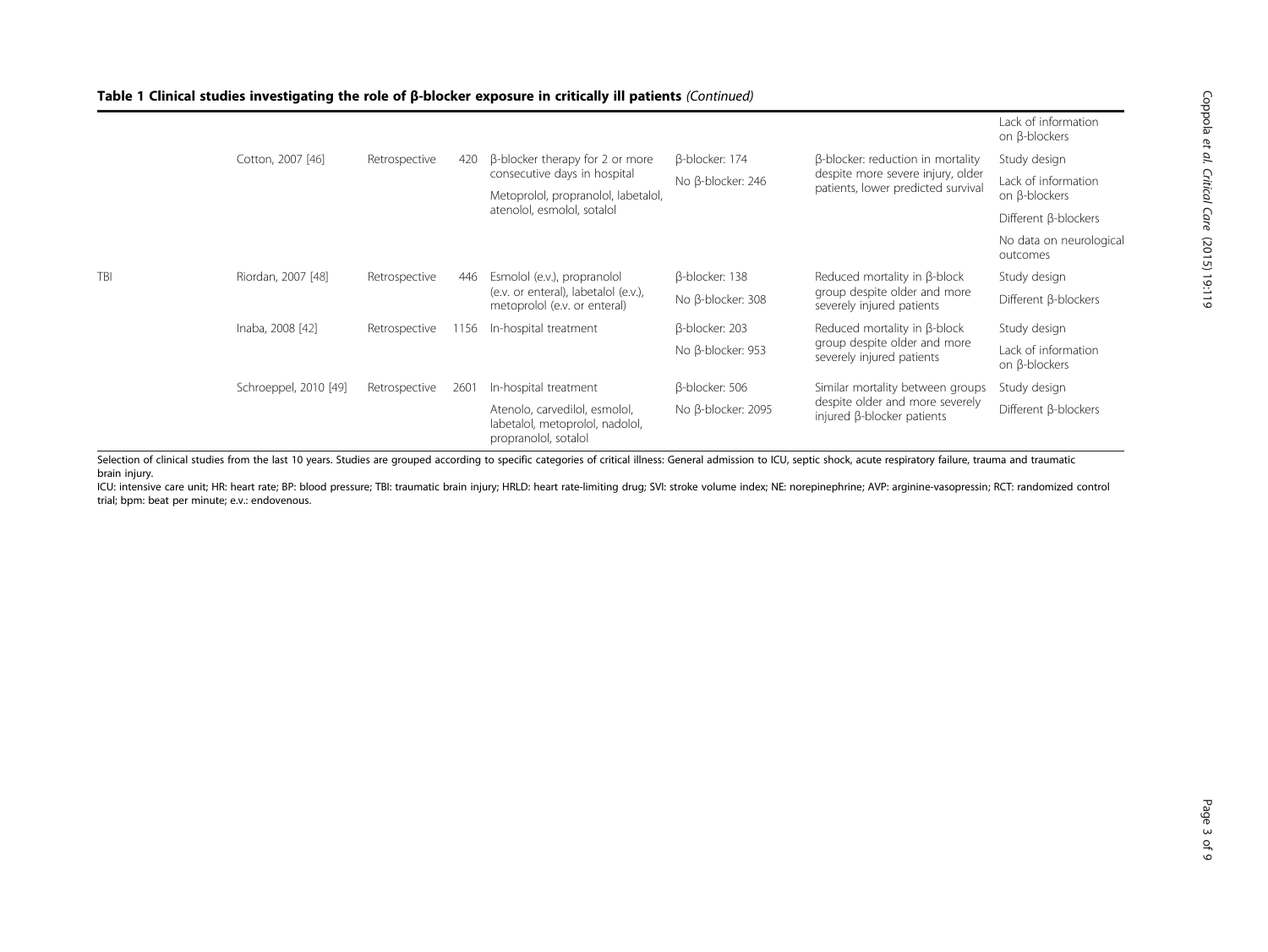**Table 1 Clinical studies investigating the role of β-blocker exposure in critically ill patients** *(Continued)*

| | | | | | | | |
|---|---|---|---|---|---|---|---|
| | | | | | | | Lack of information on β-blockers |
| | Cotton, 2007 [46] | Retrospective | 420 | β-blocker therapy for 2 or more consecutive days in hospital<br>Metoprolol, propranolol, labetalol, atenolol, esmolol, sotalol | β-blocker: 174<br>No β-blocker: 246 | β-blocker: reduction in mortality despite more severe injury, older patients, lower predicted survival | Study design<br>Lack of information on β-blockers<br>Different β-blockers<br>No data on neurological outcomes |
| TBI | Riordan, 2007 [48] | Retrospective | 446 | Esmolol (e.v.), propranolol (e.v. or enteral), labetalol (e.v.), metoprolol (e.v. or enteral) | β-blocker: 138<br>No β-blocker: 308 | Reduced mortality in β-block group despite older and more severely injured patients | Study design<br>Different β-blockers |
| | Inaba, 2008 [42] | Retrospective | 1156 | In-hospital treatment | β-blocker: 203<br>No β-blocker: 953 | Reduced mortality in β-block group despite older and more severely injured patients | Study design<br>Lack of information on β-blockers |
| | Schroeppel, 2010 [49] | Retrospective | 2601 | In-hospital treatment<br>Atenolo, carvedilol, esmolol, labetalol, metoprolol, nadolol, propranolol, sotalol | β-blocker: 506<br>No β-blocker: 2095 | Similar mortality between groups despite older and more severely injured β-blocker patients | Study design<br>Different β-blockers |

Selection of clinical studies from the last 10 years. Studies are grouped according to specific categories of critical illness: General admission to ICU, septic shock, acute respiratory failure, trauma and traumatic brain injury.

ICU: intensive care unit; HR: heart rate; BP: blood pressure; TBI: traumatic brain injury; HRLD: heart rate-limiting drug; SVI: stroke volume index; NE: norepinephrine; AVP: arginine-vasopressin; RCT: randomized control trial; bpm: beat per minute; e.v.: endovenous.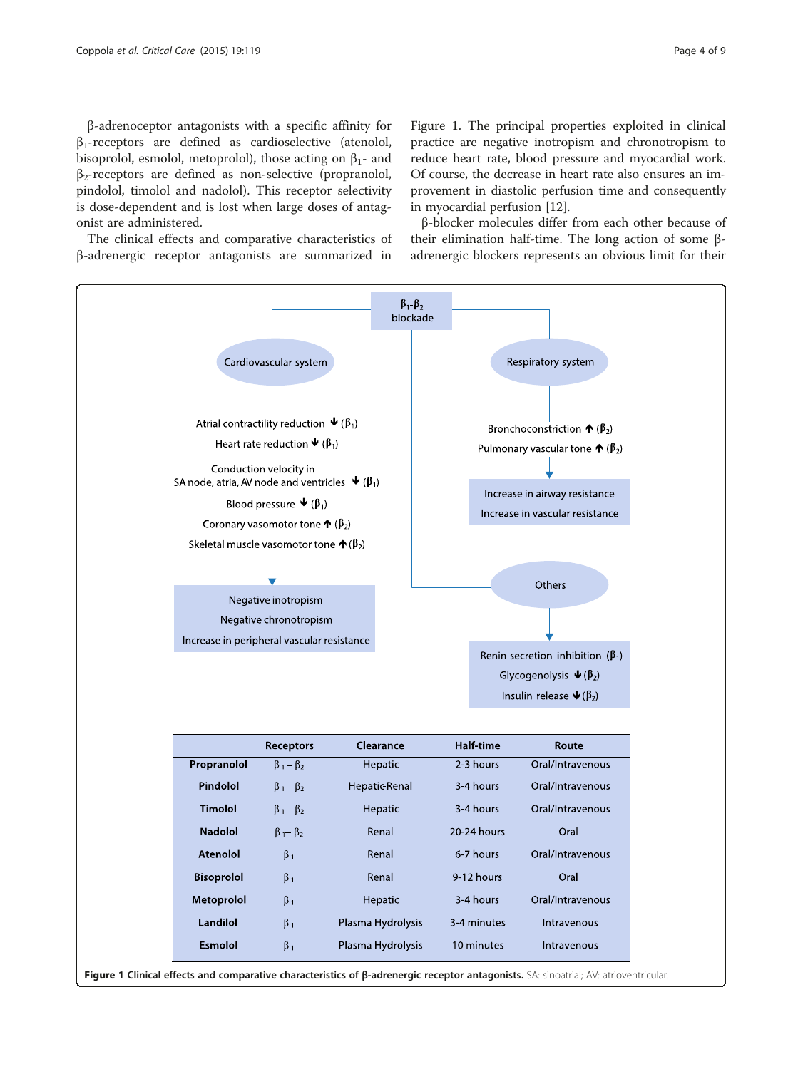β-adrenoceptor antagonists with a specific affinity for $\beta_1$-receptors are defined as cardioselective (atenolol, bisoprolol, esmolol, metoprolol), those acting on $\beta_1$- and $\beta_2$-receptors are defined as non-selective (propranolol, pindolol, timolol and nadolol). This receptor selectivity is dose-dependent and is lost when large doses of antagonist are administered.

The clinical effects and comparative characteristics of β-adrenergic receptor antagonists are summarized in Figure 1. The principal properties exploited in clinical practice are negative inotropism and chronotropism to reduce heart rate, blood pressure and myocardial work. Of course, the decrease in heart rate also ensures an improvement in diastolic perfusion time and consequently in myocardial perfusion [12].

β-blocker molecules differ from each other because of their elimination half-time. The long action of some β-adrenergic blockers represents an obvious limit for their

$\beta_1$-$\beta_2$ blockade

Cardiovascular system
- Atrial contractility reduction ↓ ($\beta_1$)
- Heart rate reduction ↓ ($\beta_1$)
- Conduction velocity in SA node, atria, AV node and ventricles ↓ ($\beta_1$)
- Blood pressure ↓ ($\beta_1$)
- Coronary vasomotor tone ↑ ($\beta_2$)
- Skeletal muscle vasomotor tone ↑ ($\beta_2$)

→ Negative inotropism; Negative chronotropism; Increase in peripheral vascular resistance

Respiratory system
- Bronchoconstriction ↑ ($\beta_2$)
- Pulmonary vascular tone ↑ ($\beta_2$)

→ Increase in airway resistance; Increase in vascular resistance

Others
→ Renin secretion inhibition ($\beta_1$); Glycogenolysis ↓ ($\beta_2$); Insulin release ↓ ($\beta_2$)

| | Receptors | Clearance | Half-time | Route |
|---|---|---|---|---|
| **Propranolol** | $\beta_1 - \beta_2$ | Hepatic | 2-3 hours | Oral/Intravenous |
| **Pindolol** | $\beta_1 - \beta_2$ | Hepatic-Renal | 3-4 hours | Oral/Intravenous |
| **Timolol** | $\beta_1 - \beta_2$ | Hepatic | 3-4 hours | Oral/Intravenous |
| **Nadolol** | $\beta_1 - \beta_2$ | Renal | 20-24 hours | Oral |
| **Atenolol** | $\beta_1$ | Renal | 6-7 hours | Oral/Intravenous |
| **Bisoprolol** | $\beta_1$ | Renal | 9-12 hours | Oral |
| **Metoprolol** | $\beta_1$ | Hepatic | 3-4 hours | Oral/Intravenous |
| **Landilol** | $\beta_1$ | Plasma Hydrolysis | 3-4 minutes | Intravenous |
| **Esmolol** | $\beta_1$ | Plasma Hydrolysis | 10 minutes | Intravenous |

**Figure 1 Clinical effects and comparative characteristics of β-adrenergic receptor antagonists.** SA: sinoatrial; AV: atrioventricular.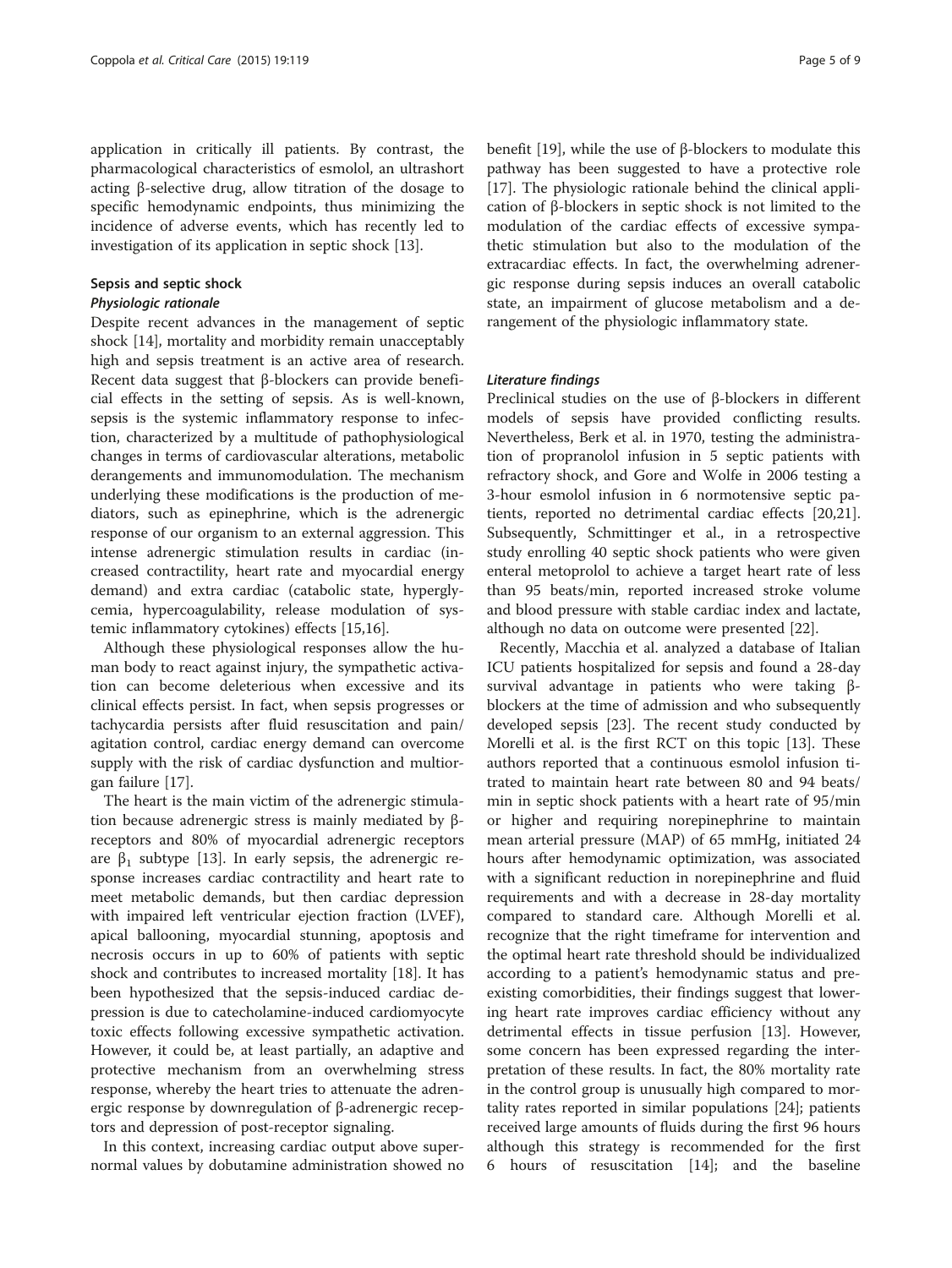application in critically ill patients. By contrast, the pharmacological characteristics of esmolol, an ultrashort acting β-selective drug, allow titration of the dosage to specific hemodynamic endpoints, thus minimizing the incidence of adverse events, which has recently led to investigation of its application in septic shock [13].

## Sepsis and septic shock

### *Physiologic rationale*

Despite recent advances in the management of septic shock [14], mortality and morbidity remain unacceptably high and sepsis treatment is an active area of research. Recent data suggest that β-blockers can provide beneficial effects in the setting of sepsis. As is well-known, sepsis is the systemic inflammatory response to infection, characterized by a multitude of pathophysiological changes in terms of cardiovascular alterations, metabolic derangements and immunomodulation. The mechanism underlying these modifications is the production of mediators, such as epinephrine, which is the adrenergic response of our organism to an external aggression. This intense adrenergic stimulation results in cardiac (increased contractility, heart rate and myocardial energy demand) and extra cardiac (catabolic state, hyperglycemia, hypercoagulability, release modulation of systemic inflammatory cytokines) effects [15,16].

Although these physiological responses allow the human body to react against injury, the sympathetic activation can become deleterious when excessive and its clinical effects persist. In fact, when sepsis progresses or tachycardia persists after fluid resuscitation and pain/agitation control, cardiac energy demand can overcome supply with the risk of cardiac dysfunction and multiorgan failure [17].

The heart is the main victim of the adrenergic stimulation because adrenergic stress is mainly mediated by β-receptors and 80% of myocardial adrenergic receptors are $\beta_1$ subtype [13]. In early sepsis, the adrenergic response increases cardiac contractility and heart rate to meet metabolic demands, but then cardiac depression with impaired left ventricular ejection fraction (LVEF), apical ballooning, myocardial stunning, apoptosis and necrosis occurs in up to 60% of patients with septic shock and contributes to increased mortality [18]. It has been hypothesized that the sepsis-induced cardiac depression is due to catecholamine-induced cardiomyocyte toxic effects following excessive sympathetic activation. However, it could be, at least partially, an adaptive and protective mechanism from an overwhelming stress response, whereby the heart tries to attenuate the adrenergic response by downregulation of β-adrenergic receptors and depression of post-receptor signaling.

In this context, increasing cardiac output above supernormal values by dobutamine administration showed no benefit [19], while the use of β-blockers to modulate this pathway has been suggested to have a protective role [17]. The physiologic rationale behind the clinical application of β-blockers in septic shock is not limited to the modulation of the cardiac effects of excessive sympathetic stimulation but also to the modulation of the extracardiac effects. In fact, the overwhelming adrenergic response during sepsis induces an overall catabolic state, an impairment of glucose metabolism and a derangement of the physiologic inflammatory state.

### *Literature findings*

Preclinical studies on the use of β-blockers in different models of sepsis have provided conflicting results. Nevertheless, Berk et al. in 1970, testing the administration of propranolol infusion in 5 septic patients with refractory shock, and Gore and Wolfe in 2006 testing a 3-hour esmolol infusion in 6 normotensive septic patients, reported no detrimental cardiac effects [20,21]. Subsequently, Schmittinger et al., in a retrospective study enrolling 40 septic shock patients who were given enteral metoprolol to achieve a target heart rate of less than 95 beats/min, reported increased stroke volume and blood pressure with stable cardiac index and lactate, although no data on outcome were presented [22].

Recently, Macchia et al. analyzed a database of Italian ICU patients hospitalized for sepsis and found a 28-day survival advantage in patients who were taking β-blockers at the time of admission and who subsequently developed sepsis [23]. The recent study conducted by Morelli et al. is the first RCT on this topic [13]. These authors reported that a continuous esmolol infusion titrated to maintain heart rate between 80 and 94 beats/min in septic shock patients with a heart rate of 95/min or higher and requiring norepinephrine to maintain mean arterial pressure (MAP) of 65 mmHg, initiated 24 hours after hemodynamic optimization, was associated with a significant reduction in norepinephrine and fluid requirements and with a decrease in 28-day mortality compared to standard care. Although Morelli et al. recognize that the right timeframe for intervention and the optimal heart rate threshold should be individualized according to a patient's hemodynamic status and preexisting comorbidities, their findings suggest that lowering heart rate improves cardiac efficiency without any detrimental effects in tissue perfusion [13]. However, some concern has been expressed regarding the interpretation of these results. In fact, the 80% mortality rate in the control group is unusually high compared to mortality rates reported in similar populations [24]; patients received large amounts of fluids during the first 96 hours although this strategy is recommended for the first 6 hours of resuscitation [14]; and the baseline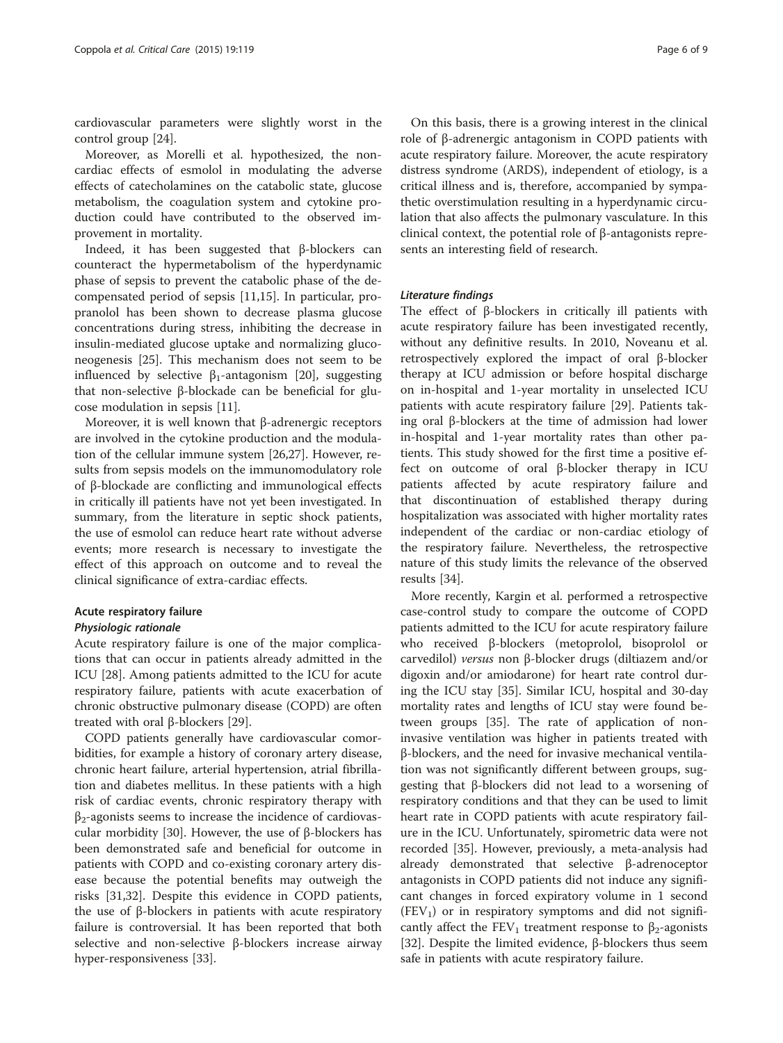cardiovascular parameters were slightly worst in the control group [24].

Moreover, as Morelli et al. hypothesized, the non-cardiac effects of esmolol in modulating the adverse effects of catecholamines on the catabolic state, glucose metabolism, the coagulation system and cytokine production could have contributed to the observed improvement in mortality.

Indeed, it has been suggested that β-blockers can counteract the hypermetabolism of the hyperdynamic phase of sepsis to prevent the catabolic phase of the decompensated period of sepsis [11,15]. In particular, propranolol has been shown to decrease plasma glucose concentrations during stress, inhibiting the decrease in insulin-mediated glucose uptake and normalizing gluconeogenesis [25]. This mechanism does not seem to be influenced by selective $\beta_1$-antagonism [20], suggesting that non-selective β-blockade can be beneficial for glucose modulation in sepsis [11].

Moreover, it is well known that β-adrenergic receptors are involved in the cytokine production and the modulation of the cellular immune system [26,27]. However, results from sepsis models on the immunomodulatory role of β-blockade are conflicting and immunological effects in critically ill patients have not yet been investigated. In summary, from the literature in septic shock patients, the use of esmolol can reduce heart rate without adverse events; more research is necessary to investigate the effect of this approach on outcome and to reveal the clinical significance of extra-cardiac effects.

### Acute respiratory failure

#### *Physiologic rationale*

Acute respiratory failure is one of the major complications that can occur in patients already admitted in the ICU [28]. Among patients admitted to the ICU for acute respiratory failure, patients with acute exacerbation of chronic obstructive pulmonary disease (COPD) are often treated with oral β-blockers [29].

COPD patients generally have cardiovascular comorbidities, for example a history of coronary artery disease, chronic heart failure, arterial hypertension, atrial fibrillation and diabetes mellitus. In these patients with a high risk of cardiac events, chronic respiratory therapy with $\beta_2$-agonists seems to increase the incidence of cardiovascular morbidity [30]. However, the use of β-blockers has been demonstrated safe and beneficial for outcome in patients with COPD and co-existing coronary artery disease because the potential benefits may outweigh the risks [31,32]. Despite this evidence in COPD patients, the use of β-blockers in patients with acute respiratory failure is controversial. It has been reported that both selective and non-selective β-blockers increase airway hyper-responsiveness [33].

On this basis, there is a growing interest in the clinical role of β-adrenergic antagonism in COPD patients with acute respiratory failure. Moreover, the acute respiratory distress syndrome (ARDS), independent of etiology, is a critical illness and is, therefore, accompanied by sympathetic overstimulation resulting in a hyperdynamic circulation that also affects the pulmonary vasculature. In this clinical context, the potential role of β-antagonists represents an interesting field of research.

#### *Literature findings*

The effect of β-blockers in critically ill patients with acute respiratory failure has been investigated recently, without any definitive results. In 2010, Noveanu et al. retrospectively explored the impact of oral β-blocker therapy at ICU admission or before hospital discharge on in-hospital and 1-year mortality in unselected ICU patients with acute respiratory failure [29]. Patients taking oral β-blockers at the time of admission had lower in-hospital and 1-year mortality rates than other patients. This study showed for the first time a positive effect on outcome of oral β-blocker therapy in ICU patients affected by acute respiratory failure and that discontinuation of established therapy during hospitalization was associated with higher mortality rates independent of the cardiac or non-cardiac etiology of the respiratory failure. Nevertheless, the retrospective nature of this study limits the relevance of the observed results [34].

More recently, Kargin et al. performed a retrospective case-control study to compare the outcome of COPD patients admitted to the ICU for acute respiratory failure who received β-blockers (metoprolol, bisoprolol or carvedilol) *versus* non β-blocker drugs (diltiazem and/or digoxin and/or amiodarone) for heart rate control during the ICU stay [35]. Similar ICU, hospital and 30-day mortality rates and lengths of ICU stay were found between groups [35]. The rate of application of non-invasive ventilation was higher in patients treated with β-blockers, and the need for invasive mechanical ventilation was not significantly different between groups, suggesting that β-blockers did not lead to a worsening of respiratory conditions and that they can be used to limit heart rate in COPD patients with acute respiratory failure in the ICU. Unfortunately, spirometric data were not recorded [35]. However, previously, a meta-analysis had already demonstrated that selective β-adrenoceptor antagonists in COPD patients did not induce any significant changes in forced expiratory volume in 1 second ($FEV_1$) or in respiratory symptoms and did not significantly affect the $FEV_1$ treatment response to $\beta_2$-agonists [32]. Despite the limited evidence, β-blockers thus seem safe in patients with acute respiratory failure.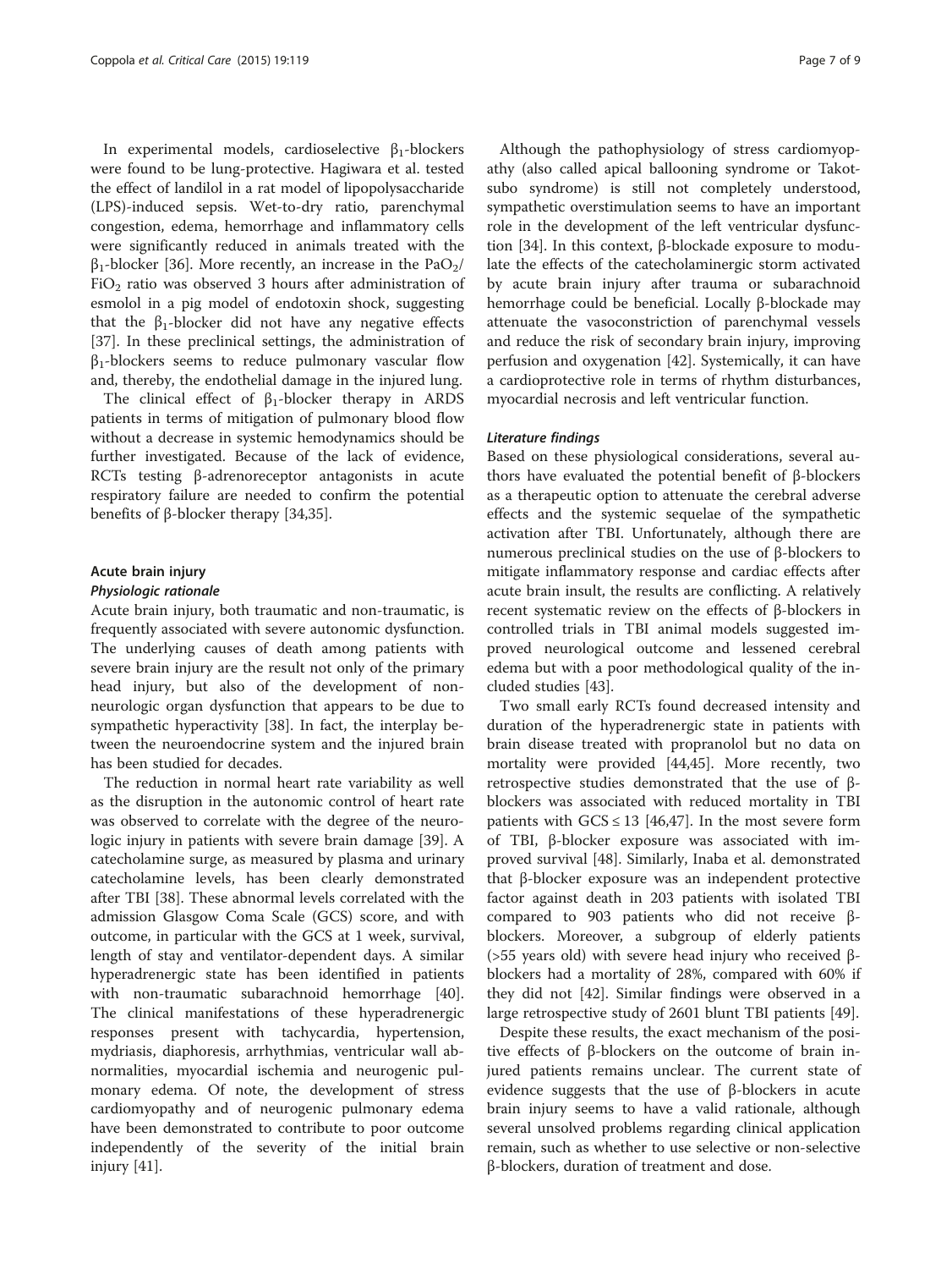In experimental models, cardioselective $\beta_1$-blockers were found to be lung-protective. Hagiwara et al. tested the effect of landilol in a rat model of lipopolysaccharide (LPS)-induced sepsis. Wet-to-dry ratio, parenchymal congestion, edema, hemorrhage and inflammatory cells were significantly reduced in animals treated with the $\beta_1$-blocker [36]. More recently, an increase in the $PaO_2$/$FiO_2$ ratio was observed 3 hours after administration of esmolol in a pig model of endotoxin shock, suggesting that the $\beta_1$-blocker did not have any negative effects [37]. In these preclinical settings, the administration of $\beta_1$-blockers seems to reduce pulmonary vascular flow and, thereby, the endothelial damage in the injured lung.

The clinical effect of $\beta_1$-blocker therapy in ARDS patients in terms of mitigation of pulmonary blood flow without a decrease in systemic hemodynamics should be further investigated. Because of the lack of evidence, RCTs testing β-adrenoreceptor antagonists in acute respiratory failure are needed to confirm the potential benefits of β-blocker therapy [34,35].

### Acute brain injury

#### *Physiologic rationale*

Acute brain injury, both traumatic and non-traumatic, is frequently associated with severe autonomic dysfunction. The underlying causes of death among patients with severe brain injury are the result not only of the primary head injury, but also of the development of non-neurologic organ dysfunction that appears to be due to sympathetic hyperactivity [38]. In fact, the interplay between the neuroendocrine system and the injured brain has been studied for decades.

The reduction in normal heart rate variability as well as the disruption in the autonomic control of heart rate was observed to correlate with the degree of the neurologic injury in patients with severe brain damage [39]. A catecholamine surge, as measured by plasma and urinary catecholamine levels, has been clearly demonstrated after TBI [38]. These abnormal levels correlated with the admission Glasgow Coma Scale (GCS) score, and with outcome, in particular with the GCS at 1 week, survival, length of stay and ventilator-dependent days. A similar hyperadrenergic state has been identified in patients with non-traumatic subarachnoid hemorrhage [40]. The clinical manifestations of these hyperadrenergic responses present with tachycardia, hypertension, mydriasis, diaphoresis, arrhythmias, ventricular wall abnormalities, myocardial ischemia and neurogenic pulmonary edema. Of note, the development of stress cardiomyopathy and of neurogenic pulmonary edema have been demonstrated to contribute to poor outcome independently of the severity of the initial brain injury [41].

Although the pathophysiology of stress cardiomyopathy (also called apical ballooning syndrome or Takotsubo syndrome) is still not completely understood, sympathetic overstimulation seems to have an important role in the development of the left ventricular dysfunction [34]. In this context, β-blockade exposure to modulate the effects of the catecholaminergic storm activated by acute brain injury after trauma or subarachnoid hemorrhage could be beneficial. Locally β-blockade may attenuate the vasoconstriction of parenchymal vessels and reduce the risk of secondary brain injury, improving perfusion and oxygenation [42]. Systemically, it can have a cardioprotective role in terms of rhythm disturbances, myocardial necrosis and left ventricular function.

#### *Literature findings*

Based on these physiological considerations, several authors have evaluated the potential benefit of β-blockers as a therapeutic option to attenuate the cerebral adverse effects and the systemic sequelae of the sympathetic activation after TBI. Unfortunately, although there are numerous preclinical studies on the use of β-blockers to mitigate inflammatory response and cardiac effects after acute brain insult, the results are conflicting. A relatively recent systematic review on the effects of β-blockers in controlled trials in TBI animal models suggested improved neurological outcome and lessened cerebral edema but with a poor methodological quality of the included studies [43].

Two small early RCTs found decreased intensity and duration of the hyperadrenergic state in patients with brain disease treated with propranolol but no data on mortality were provided [44,45]. More recently, two retrospective studies demonstrated that the use of β-blockers was associated with reduced mortality in TBI patients with GCS ≤ 13 [46,47]. In the most severe form of TBI, β-blocker exposure was associated with improved survival [48]. Similarly, Inaba et al. demonstrated that β-blocker exposure was an independent protective factor against death in 203 patients with isolated TBI compared to 903 patients who did not receive β-blockers. Moreover, a subgroup of elderly patients (>55 years old) with severe head injury who received β-blockers had a mortality of 28%, compared with 60% if they did not [42]. Similar findings were observed in a large retrospective study of 2601 blunt TBI patients [49].

Despite these results, the exact mechanism of the positive effects of β-blockers on the outcome of brain injured patients remains unclear. The current state of evidence suggests that the use of β-blockers in acute brain injury seems to have a valid rationale, although several unsolved problems regarding clinical application remain, such as whether to use selective or non-selective β-blockers, duration of treatment and dose.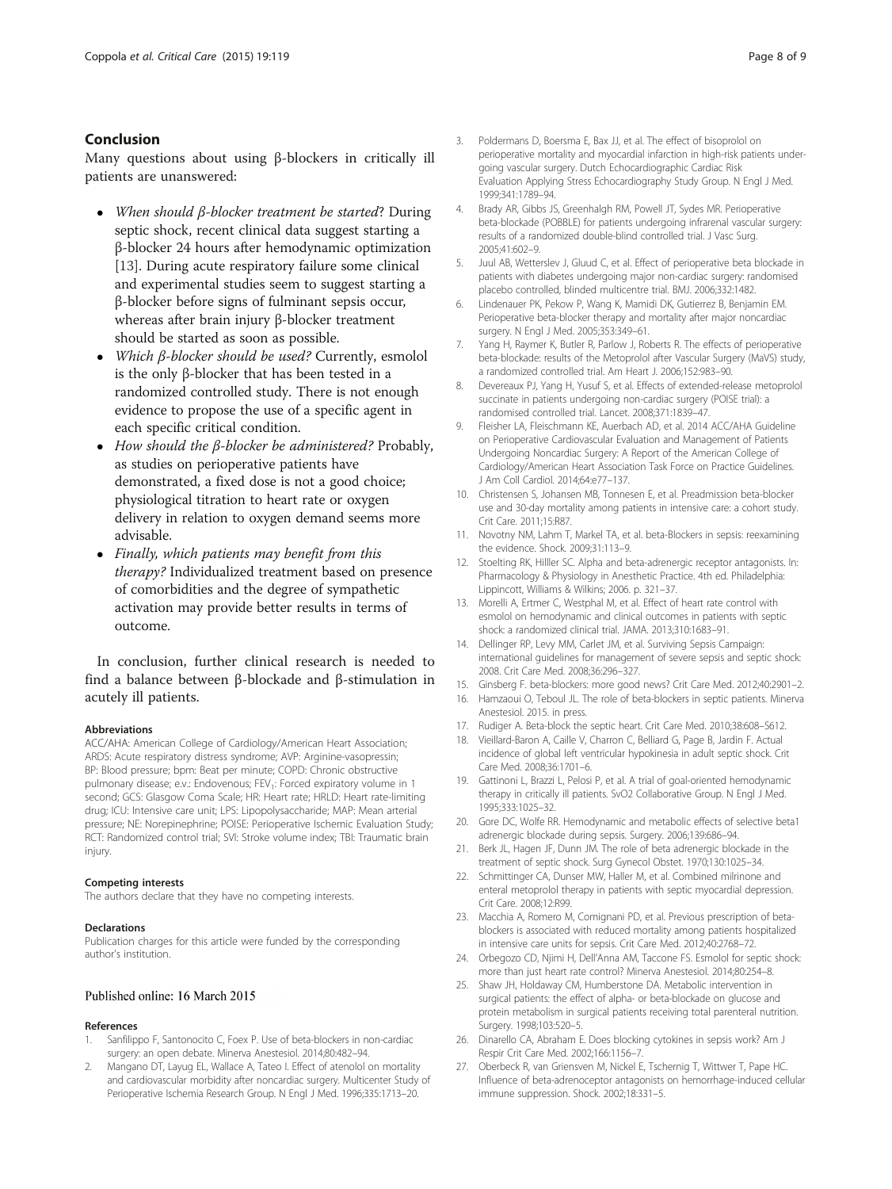## Conclusion

Many questions about using β-blockers in critically ill patients are unanswered:

- *When should β-blocker treatment be started*? During septic shock, recent clinical data suggest starting a β-blocker 24 hours after hemodynamic optimization [13]. During acute respiratory failure some clinical and experimental studies seem to suggest starting a β-blocker before signs of fulminant sepsis occur, whereas after brain injury β-blocker treatment should be started as soon as possible.
- *Which β-blocker should be used?* Currently, esmolol is the only β-blocker that has been tested in a randomized controlled study. There is not enough evidence to propose the use of a specific agent in each specific critical condition.
- *How should the β-blocker be administered?* Probably, as studies on perioperative patients have demonstrated, a fixed dose is not a good choice; physiological titration to heart rate or oxygen delivery in relation to oxygen demand seems more advisable.
- *Finally, which patients may benefit from this therapy?* Individualized treatment based on presence of comorbidities and the degree of sympathetic activation may provide better results in terms of outcome.

In conclusion, further clinical research is needed to find a balance between β-blockade and β-stimulation in acutely ill patients.

#### Abbreviations

ACC/AHA: American College of Cardiology/American Heart Association; ARDS: Acute respiratory distress syndrome; AVP: Arginine-vasopressin; BP: Blood pressure; bpm: Beat per minute; COPD: Chronic obstructive pulmonary disease; e.v.: Endovenous; $FEV_1$: Forced expiratory volume in 1 second; GCS: Glasgow Coma Scale; HR: Heart rate; HRLD: Heart rate-limiting drug; ICU: Intensive care unit; LPS: Lipopolysaccharide; MAP: Mean arterial pressure; NE: Norepinephrine; POISE: Perioperative Ischemic Evaluation Study; RCT: Randomized control trial; SVI: Stroke volume index; TBI: Traumatic brain injury.

#### Competing interests

The authors declare that they have no competing interests.

#### Declarations

Publication charges for this article were funded by the corresponding author's institution.

Published online: 16 March 2015

#### References

1. Sanfilippo F, Santonocito C, Foex P. Use of beta-blockers in non-cardiac surgery: an open debate. Minerva Anestesiol. 2014;80:482–94.
2. Mangano DT, Layug EL, Wallace A, Tateo I. Effect of atenolol on mortality and cardiovascular morbidity after noncardiac surgery. Multicenter Study of Perioperative Ischemia Research Group. N Engl J Med. 1996;335:1713–20.
3. Poldermans D, Boersma E, Bax JJ, et al. The effect of bisoprolol on perioperative mortality and myocardial infarction in high-risk patients undergoing vascular surgery. Dutch Echocardiographic Cardiac Risk Evaluation Applying Stress Echocardiography Study Group. N Engl J Med. 1999;341:1789–94.
4. Brady AR, Gibbs JS, Greenhalgh RM, Powell JT, Sydes MR. Perioperative beta-blockade (POBBLE) for patients undergoing infrarenal vascular surgery: results of a randomized double-blind controlled trial. J Vasc Surg. 2005;41:602–9.
5. Juul AB, Wetterslev J, Gluud C, et al. Effect of perioperative beta blockade in patients with diabetes undergoing major non-cardiac surgery: randomised placebo controlled, blinded multicentre trial. BMJ. 2006;332:1482.
6. Lindenauer PK, Pekow P, Wang K, Mamidi DK, Gutierrez B, Benjamin EM. Perioperative beta-blocker therapy and mortality after major noncardiac surgery. N Engl J Med. 2005;353:349–61.
7. Yang H, Raymer K, Butler R, Parlow J, Roberts R. The effects of perioperative beta-blockade: results of the Metoprolol after Vascular Surgery (MaVS) study, a randomized controlled trial. Am Heart J. 2006;152:983–90.
8. Devereaux PJ, Yang H, Yusuf S, et al. Effects of extended-release metoprolol succinate in patients undergoing non-cardiac surgery (POISE trial): a randomised controlled trial. Lancet. 2008;371:1839–47.
9. Fleisher LA, Fleischmann KE, Auerbach AD, et al. 2014 ACC/AHA Guideline on Perioperative Cardiovascular Evaluation and Management of Patients Undergoing Noncardiac Surgery: A Report of the American College of Cardiology/American Heart Association Task Force on Practice Guidelines. J Am Coll Cardiol. 2014;64:e77–137.
10. Christensen S, Johansen MB, Tonnesen E, et al. Preadmission beta-blocker use and 30-day mortality among patients in intensive care: a cohort study. Crit Care. 2011;15:R87.
11. Novotny NM, Lahm T, Markel TA, et al. beta-Blockers in sepsis: reexamining the evidence. Shock. 2009;31:113–9.
12. Stoelting RK, Hilller SC. Alpha and beta-adrenergic receptor antagonists. In: Pharmacology & Physiology in Anesthetic Practice. 4th ed. Philadelphia: Lippincott, Williams & Wilkins; 2006. p. 321–37.
13. Morelli A, Ertmer C, Westphal M, et al. Effect of heart rate control with esmolol on hemodynamic and clinical outcomes in patients with septic shock: a randomized clinical trial. JAMA. 2013;310:1683–91.
14. Dellinger RP, Levy MM, Carlet JM, et al. Surviving Sepsis Campaign: international guidelines for management of severe sepsis and septic shock: 2008. Crit Care Med. 2008;36:296–327.
15. Ginsberg F. beta-blockers: more good news? Crit Care Med. 2012;40:2901–2.
16. Hamzaoui O, Teboul JL. The role of beta-blockers in septic patients. Minerva Anestesiol. 2015. in press.
17. Rudiger A. Beta-block the septic heart. Crit Care Med. 2010;38:608–S612.
18. Vieillard-Baron A, Caille V, Charron C, Belliard G, Page B, Jardin F. Actual incidence of global left ventricular hypokinesia in adult septic shock. Crit Care Med. 2008;36:1701–6.
19. Gattinoni L, Brazzi L, Pelosi P, et al. A trial of goal-oriented hemodynamic therapy in critically ill patients. SvO2 Collaborative Group. N Engl J Med. 1995;333:1025–32.
20. Gore DC, Wolfe RR. Hemodynamic and metabolic effects of selective beta1 adrenergic blockade during sepsis. Surgery. 2006;139:686–94.
21. Berk JL, Hagen JF, Dunn JM. The role of beta adrenergic blockade in the treatment of septic shock. Surg Gynecol Obstet. 1970;130:1025–34.
22. Schmittinger CA, Dunser MW, Haller M, et al. Combined milrinone and enteral metoprolol therapy in patients with septic myocardial depression. Crit Care. 2008;12:R99.
23. Macchia A, Romero M, Comignani PD, et al. Previous prescription of beta-blockers is associated with reduced mortality among patients hospitalized in intensive care units for sepsis. Crit Care Med. 2012;40:2768–72.
24. Orbegozo CD, Njimi H, Dell'Anna AM, Taccone FS. Esmolol for septic shock: more than just heart rate control? Minerva Anestesiol. 2014;80:254–8.
25. Shaw JH, Holdaway CM, Humberstone DA. Metabolic intervention in surgical patients: the effect of alpha- or beta-blockade on glucose and protein metabolism in surgical patients receiving total parenteral nutrition. Surgery. 1998;103:520–5.
26. Dinarello CA, Abraham E. Does blocking cytokines in sepsis work? Am J Respir Crit Care Med. 2002;166:1156–7.
27. Oberbeck R, van Griensven M, Nickel E, Tschernig T, Wittwer T, Pape HC. Influence of beta-adrenoceptor antagonists on hemorrhage-induced cellular immune suppression. Shock. 2002;18:331–5.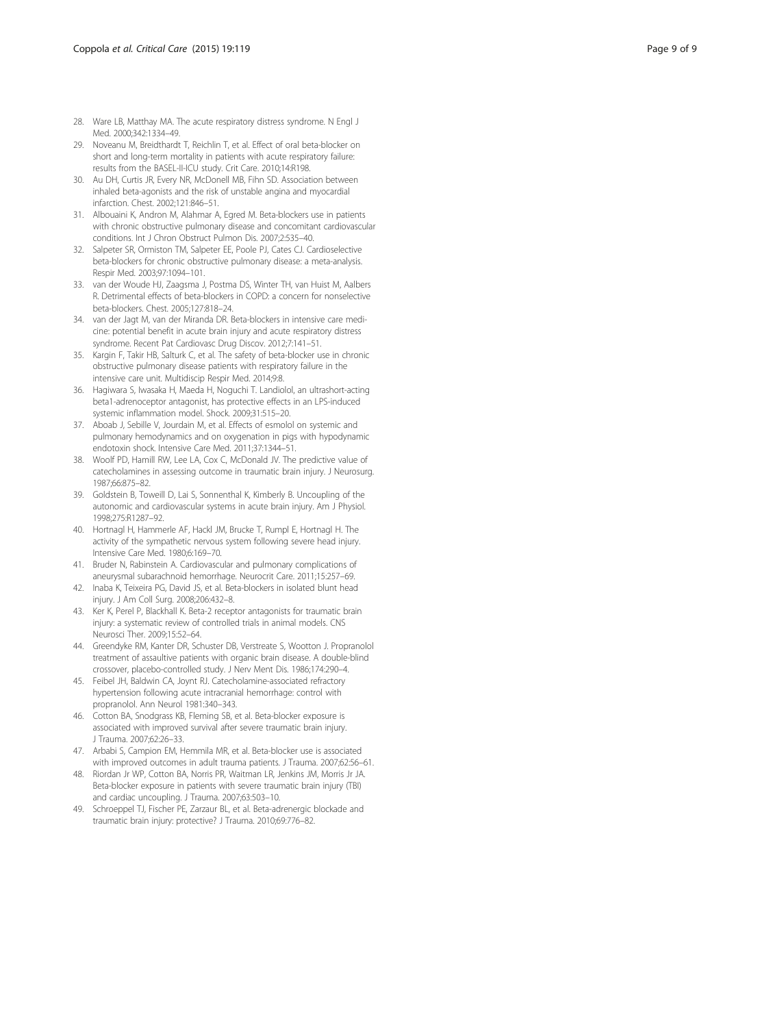28. Ware LB, Matthay MA. The acute respiratory distress syndrome. N Engl J Med. 2000;342:1334–49.
29. Noveanu M, Breidthardt T, Reichlin T, et al. Effect of oral beta-blocker on short and long-term mortality in patients with acute respiratory failure: results from the BASEL-II-ICU study. Crit Care. 2010;14:R198.
30. Au DH, Curtis JR, Every NR, McDonell MB, Fihn SD. Association between inhaled beta-agonists and the risk of unstable angina and myocardial infarction. Chest. 2002;121:846–51.
31. Albouaini K, Andron M, Alahmar A, Egred M. Beta-blockers use in patients with chronic obstructive pulmonary disease and concomitant cardiovascular conditions. Int J Chron Obstruct Pulmon Dis. 2007;2:535–40.
32. Salpeter SR, Ormiston TM, Salpeter EE, Poole PJ, Cates CJ. Cardioselective beta-blockers for chronic obstructive pulmonary disease: a meta-analysis. Respir Med. 2003;97:1094–101.
33. van der Woude HJ, Zaagsma J, Postma DS, Winter TH, van Huist M, Aalbers R. Detrimental effects of beta-blockers in COPD: a concern for nonselective beta-blockers. Chest. 2005;127:818–24.
34. van der Jagt M, van der Miranda DR. Beta-blockers in intensive care medicine: potential benefit in acute brain injury and acute respiratory distress syndrome. Recent Pat Cardiovasc Drug Discov. 2012;7:141–51.
35. Kargin F, Takir HB, Salturk C, et al. The safety of beta-blocker use in chronic obstructive pulmonary disease patients with respiratory failure in the intensive care unit. Multidiscip Respir Med. 2014;9:8.
36. Hagiwara S, Iwasaka H, Maeda H, Noguchi T. Landiolol, an ultrashort-acting beta1-adrenoceptor antagonist, has protective effects in an LPS-induced systemic inflammation model. Shock. 2009;31:515–20.
37. Aboab J, Sebille V, Jourdain M, et al. Effects of esmolol on systemic and pulmonary hemodynamics and on oxygenation in pigs with hypodynamic endotoxin shock. Intensive Care Med. 2011;37:1344–51.
38. Woolf PD, Hamill RW, Lee LA, Cox C, McDonald JV. The predictive value of catecholamines in assessing outcome in traumatic brain injury. J Neurosurg. 1987;66:875–82.
39. Goldstein B, Toweill D, Lai S, Sonnenthal K, Kimberly B. Uncoupling of the autonomic and cardiovascular systems in acute brain injury. Am J Physiol. 1998;275:R1287–92.
40. Hortnagl H, Hammerle AF, Hackl JM, Brucke T, Rumpl E, Hortnagl H. The activity of the sympathetic nervous system following severe head injury. Intensive Care Med. 1980;6:169–70.
41. Bruder N, Rabinstein A. Cardiovascular and pulmonary complications of aneurysmal subarachnoid hemorrhage. Neurocrit Care. 2011;15:257–69.
42. Inaba K, Teixeira PG, David JS, et al. Beta-blockers in isolated blunt head injury. J Am Coll Surg. 2008;206:432–8.
43. Ker K, Perel P, Blackhall K. Beta-2 receptor antagonists for traumatic brain injury: a systematic review of controlled trials in animal models. CNS Neurosci Ther. 2009;15:52–64.
44. Greendyke RM, Kanter DR, Schuster DB, Verstreate S, Wootton J. Propranolol treatment of assaultive patients with organic brain disease. A double-blind crossover, placebo-controlled study. J Nerv Ment Dis. 1986;174:290–4.
45. Feibel JH, Baldwin CA, Joynt RJ. Catecholamine-associated refractory hypertension following acute intracranial hemorrhage: control with propranolol. Ann Neurol 1981:340–343.
46. Cotton BA, Snodgrass KB, Fleming SB, et al. Beta-blocker exposure is associated with improved survival after severe traumatic brain injury. J Trauma. 2007;62:26–33.
47. Arbabi S, Campion EM, Hemmila MR, et al. Beta-blocker use is associated with improved outcomes in adult trauma patients. J Trauma. 2007;62:56–61.
48. Riordan Jr WP, Cotton BA, Norris PR, Waitman LR, Jenkins JM, Morris Jr JA. Beta-blocker exposure in patients with severe traumatic brain injury (TBI) and cardiac uncoupling. J Trauma. 2007;63:503–10.
49. Schroeppel TJ, Fischer PE, Zarzaur BL, et al. Beta-adrenergic blockade and traumatic brain injury: protective? J Trauma. 2010;69:776–82.